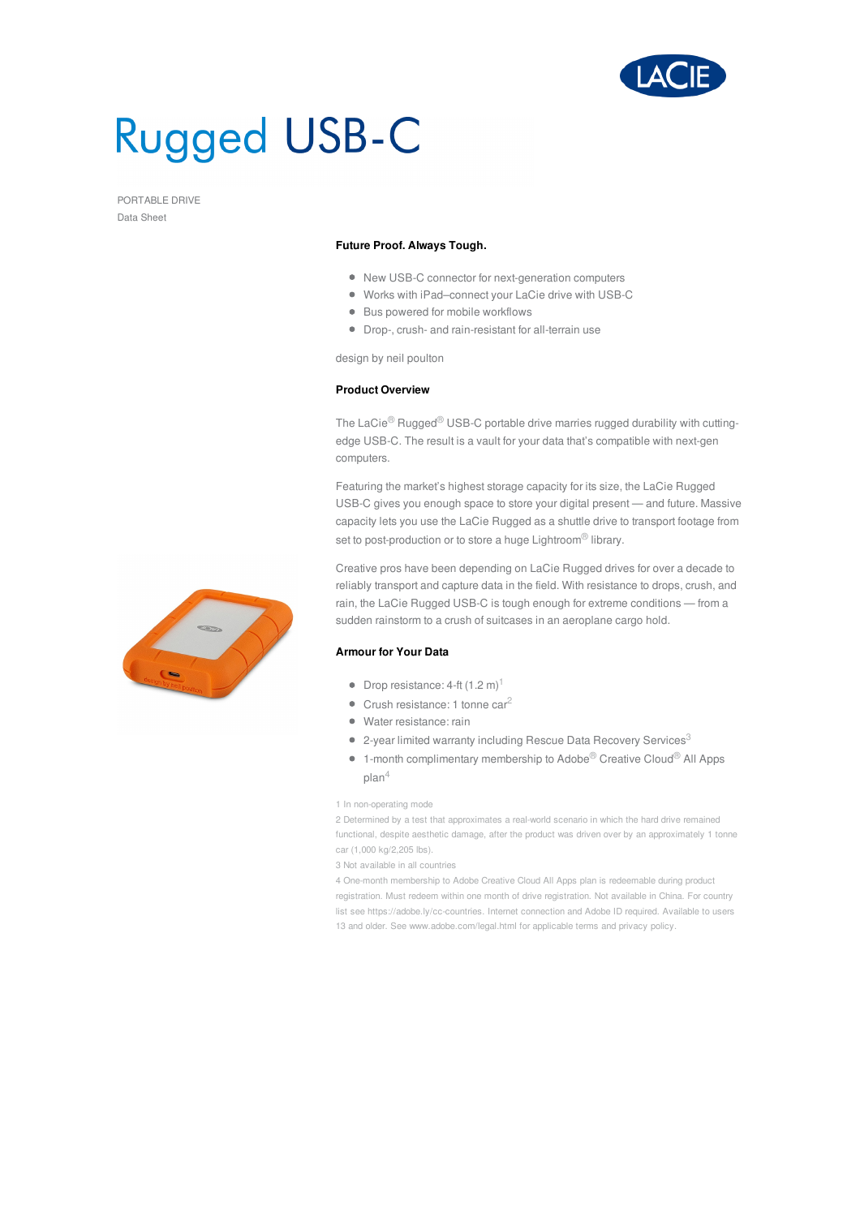# Rugged USB-C

PORTABLE DRIVE

Data Sheet

**Future Proof. Always Tough.**

- New USB-C connector for next-generation computers
- Works with iPad–connect your LaCie drive with USB-C
- Bus powered for mobile workflows
- Drop-, crush- and rain-resistant for all-terrain use

design by neil poulton

**Product Overview**

The LaCie® Rugged® USB-C portable drive marries rugged durability with cutting-edge USB-C. The result is a vault for your data that's compatible with next-gen computers.

Featuring the market's highest storage capacity for its size, the LaCie Rugged USB-C gives you enough space to store your digital present — and future. Massive capacity lets you use the LaCie Rugged as a shuttle drive to transport footage from set to post-production or to store a huge Lightroom® library.

Creative pros have been depending on LaCie Rugged drives for over a decade to reliably transport and capture data in the field. With resistance to drops, crush, and rain, the LaCie Rugged USB-C is tough enough for extreme conditions — from a sudden rainstorm to a crush of suitcases in an aeroplane cargo hold.

**Armour for Your Data**

- Drop resistance: 4-ft (1.2 m)[1]
- Crush resistance: 1 tonne car[2]
- Water resistance: rain
- 2-year limited warranty including Rescue Data Recovery Services[3]
- 1-month complimentary membership to Adobe® Creative Cloud® All Apps plan[4]

1 In non-operating mode

2 Determined by a test that approximates a real-world scenario in which the hard drive remained functional, despite aesthetic damage, after the product was driven over by an approximately 1 tonne car (1,000 kg/2,205 lbs).

3 Not available in all countries

4 One-month membership to Adobe Creative Cloud All Apps plan is redeemable during product registration. Must redeem within one month of drive registration. Not available in China. For country list see https://adobe.ly/cc-countries. Internet connection and Adobe ID required. Available to users 13 and older. See www.adobe.com/legal.html for applicable terms and privacy policy.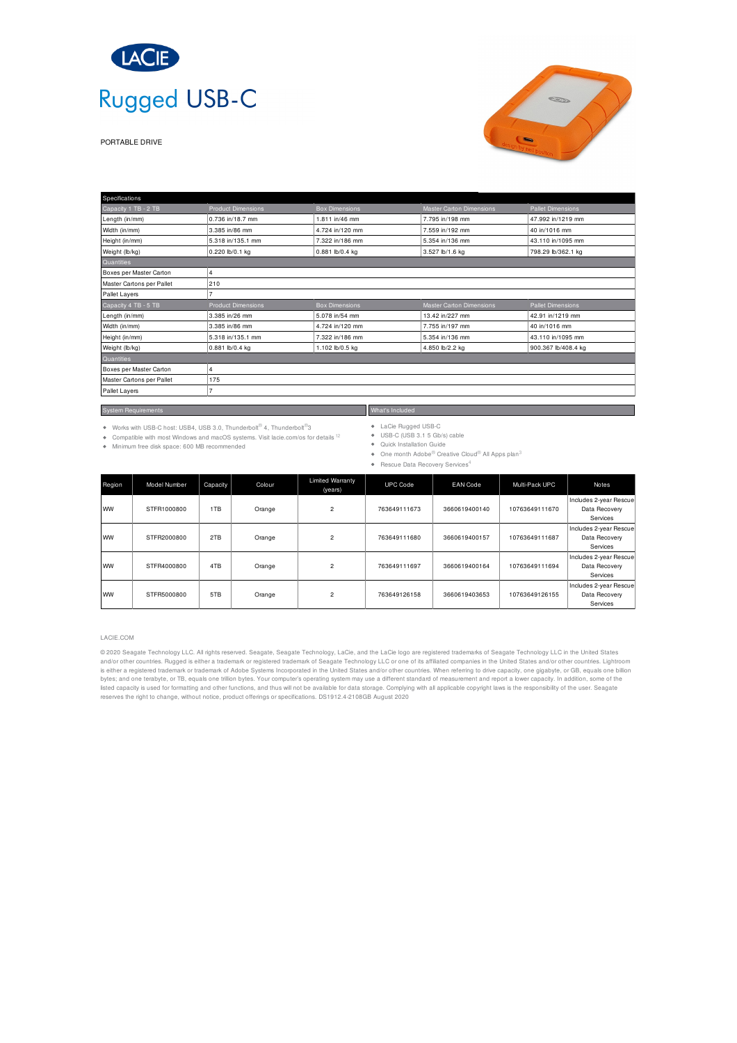# Rugged USB-C

PORTABLE DRIVE

| Specifications | | | | |
|---|---|---|---|---|
| Capacity 1 TB - 2 TB | Product Dimensions | Box Dimensions | Master Carton Dimensions | Pallet Dimensions |
| Length (in/mm) | 0.736 in/18.7 mm | 1.811 in/46 mm | 7.795 in/198 mm | 47.992 in/1219 mm |
| Width (in/mm) | 3.385 in/86 mm | 4.724 in/120 mm | 7.559 in/192 mm | 40 in/1016 mm |
| Height (in/mm) | 5.318 in/135.1 mm | 7.322 in/186 mm | 5.354 in/136 mm | 43.110 in/1095 mm |
| Weight (lb/kg) | 0.220 lb/0.1 kg | 0.881 lb/0.4 kg | 3.527 lb/1.6 kg | 798.29 lb/362.1 kg |
| Quantities | | | | |
| Boxes per Master Carton | 4 | | | |
| Master Cartons per Pallet | 210 | | | |
| Pallet Layers | 7 | | | |
| Capacity 4 TB - 5 TB | Product Dimensions | Box Dimensions | Master Carton Dimensions | Pallet Dimensions |
| Length (in/mm) | 3.385 in/26 mm | 5.078 in/54 mm | 13.42 in/227 mm | 42.91 in/1219 mm |
| Width (in/mm) | 3.385 in/86 mm | 4.724 in/120 mm | 7.755 in/197 mm | 40 in/1016 mm |
| Height (in/mm) | 5.318 in/135.1 mm | 7.322 in/186 mm | 5.354 in/136 mm | 43.110 in/1095 mm |
| Weight (lb/kg) | 0.881 lb/0.4 kg | 1.102 lb/0.5 kg | 4.850 lb/2.2 kg | 900.367 lb/408.4 kg |
| Quantities | | | | |
| Boxes per Master Carton | 4 | | | |
| Master Cartons per Pallet | 175 | | | |
| Pallet Layers | 7 | | | |

## System Requirements

- Works with USB-C host: USB4, USB 3.0, Thunderbolt® 4, Thunderbolt® 3
- Compatible with most Windows and macOS systems. Visit lacie.com/os for details [12]
- Minimum free disk space: 600 MB recommended

## What's Included

- LaCie Rugged USB-C
- USB-C (USB 3.1 5 Gb/s) cable
- Quick Installation Guide
- One month Adobe® Creative Cloud® All Apps plan[3]
- Rescue Data Recovery Services[4]

| Region | Model Number | Capacity | Colour | Limited Warranty (years) | UPC Code | EAN Code | Multi-Pack UPC | Notes |
|---|---|---|---|---|---|---|---|---|
| WW | STFR1000800 | 1TB | Orange | 2 | 763649111673 | 3660619400140 | 10763649111670 | Includes 2-year Rescue Data Recovery Services |
| WW | STFR2000800 | 2TB | Orange | 2 | 763649111680 | 3660619400157 | 10763649111687 | Includes 2-year Rescue Data Recovery Services |
| WW | STFR4000800 | 4TB | Orange | 2 | 763649111697 | 3660619400164 | 10763649111694 | Includes 2-year Rescue Data Recovery Services |
| WW | STFR5000800 | 5TB | Orange | 2 | 763649126158 | 3660619403653 | 10763649126155 | Includes 2-year Rescue Data Recovery Services |

LACIE.COM

© 2020 Seagate Technology LLC. All rights reserved. Seagate, Seagate Technology, LaCie, and the LaCie logo are registered trademarks of Seagate Technology LLC in the United States and/or other countries. Rugged is either a trademark or registered trademark of Seagate Technology LLC or one of its affiliated companies in the United States and/or other countries. Lightroom is either a registered trademark or trademark of Adobe Systems Incorporated in the United States and/or other countries. When referring to drive capacity, one gigabyte, or GB, equals one billion bytes; and one terabyte, or TB, equals one trillion bytes. Your computer's operating system may use a different standard of measurement and report a lower capacity. In addition, some of the listed capacity is used for formatting and other functions, and thus will not be available for data storage. Complying with all applicable copyright laws is the responsibility of the user. Seagate reserves the right to change, without notice, product offerings or specifications. DS1912.4-2108GB August 2020